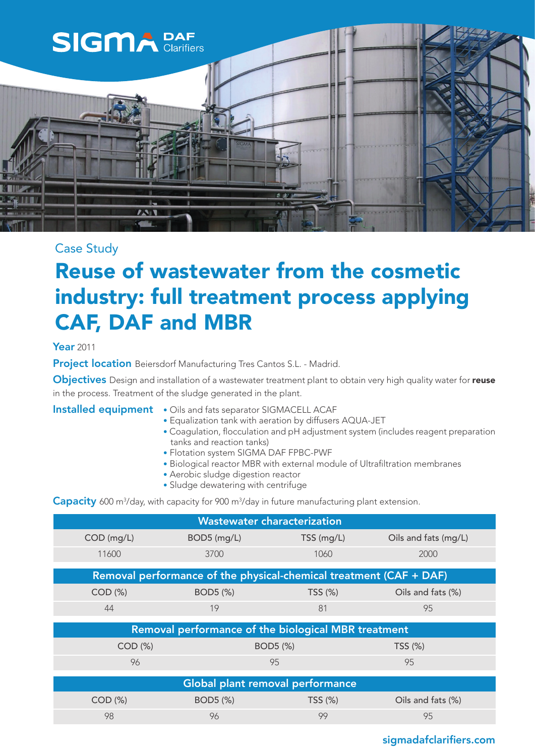SIGMA DAF Clarifiers

Case Study

# Reuse of wastewater from the cosmetic industry: full treatment process applying CAF, DAF and MBR

**Year** 2011

**Project location** Beiersdorf Manufacturing Tres Cantos S.L. - Madrid.

**Objectives** Design and installation of a wastewater treatment plant to obtain very high quality water for **reuse** in the process. Treatment of the sludge generated in the plant.

**Installed equipment**

- Oils and fats separator SIGMACELL ACAF
- Equalization tank with aeration by diffusers AQUA-JET
- Coagulation, flocculation and pH adjustment system (includes reagent preparation tanks and reaction tanks)
- Flotation system SIGMA DAF FPBC-PWF
- Biological reactor MBR with external module of Ultrafiltration membranes
- Aerobic sludge digestion reactor
- Sludge dewatering with centrifuge

**Capacity** 600 $m^3$/day, with capacity for 900 $m^3$/day in future manufacturing plant extension.

| Wastewater characterization | | | |
|---|---|---|---|
| COD (mg/L) | BOD5 (mg/L) | TSS (mg/L) | Oils and fats (mg/L) |
| 11600 | 3700 | 1060 | 2000 |

| Removal performance of the physical-chemical treatment (CAF + DAF) | | | |
|---|---|---|---|
| COD (%) | BOD5 (%) | TSS (%) | Oils and fats (%) |
| 44 | 19 | 81 | 95 |

| Removal performance of the biological MBR treatment | | |
|---|---|---|
| COD (%) | BOD5 (%) | TSS (%) |
| 96 | 95 | 95 |

| Global plant removal performance | | | |
|---|---|---|---|
| COD (%) | BOD5 (%) | TSS (%) | Oils and fats (%) |
| 98 | 96 | 99 | 95 |

sigmadafclarifiers.com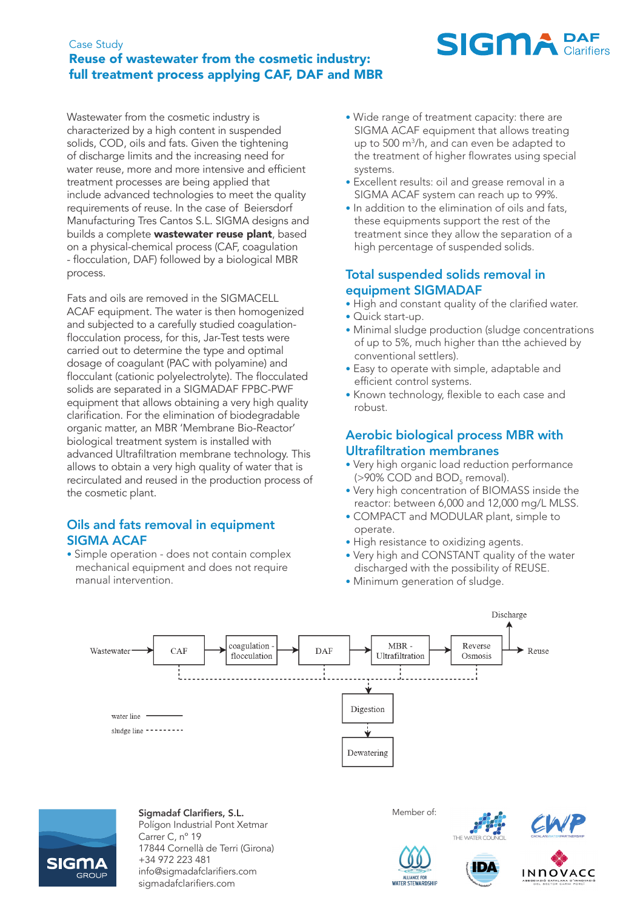Case Study

# Reuse of wastewater from the cosmetic industry: full treatment process applying CAF, DAF and MBR

Wastewater from the cosmetic industry is characterized by a high content in suspended solids, COD, oils and fats. Given the tightening of discharge limits and the increasing need for water reuse, more and more intensive and efficient treatment processes are being applied that include advanced technologies to meet the quality requirements of reuse. In the case of Beiersdorf Manufacturing Tres Cantos S.L. SIGMA designs and builds a complete **wastewater reuse plant**, based on a physical-chemical process (CAF, coagulation - flocculation, DAF) followed by a biological MBR process.

Fats and oils are removed in the SIGMACELL ACAF equipment. The water is then homogenized and subjected to a carefully studied coagulation-flocculation process, for this, Jar-Test tests were carried out to determine the type and optimal dosage of coagulant (PAC with polyamine) and flocculant (cationic polyelectrolyte). The flocculated solids are separated in a SIGMADAF FPBC-PWF equipment that allows obtaining a very high quality clarification. For the elimination of biodegradable organic matter, an MBR 'Membrane Bio-Reactor' biological treatment system is installed with advanced Ultrafiltration membrane technology. This allows to obtain a very high quality of water that is recirculated and reused in the production process of the cosmetic plant.

## Oils and fats removal in equipment SIGMA ACAF

- Simple operation - does not contain complex mechanical equipment and does not require manual intervention.
- Wide range of treatment capacity: there are SIGMA ACAF equipment that allows treating up to 500 $m^3$/h, and can even be adapted to the treatment of higher flowrates using special systems.
- Excellent results: oil and grease removal in a SIGMA ACAF system can reach up to 99%.
- In addition to the elimination of oils and fats, these equipments support the rest of the treatment since they allow the separation of a high percentage of suspended solids.

## Total suspended solids removal in equipment SIGMADAF

- High and constant quality of the clarified water.
- Quick start-up.
- Minimal sludge production (sludge concentrations of up to 5%, much higher than tthe achieved by conventional settlers).
- Easy to operate with simple, adaptable and efficient control systems.
- Known technology, flexible to each case and robust.

## Aerobic biological process MBR with Ultrafiltration membranes

- Very high organic load reduction performance (>90% COD and $BOD_5$ removal).
- Very high concentration of BIOMASS inside the reactor: between 6,000 and 12,000 mg/L MLSS.
- COMPACT and MODULAR plant, simple to operate.
- High resistance to oxidizing agents.
- Very high and CONSTANT quality of the water discharged with the possibility of REUSE.
- Minimum generation of sludge.

Wastewater
CAF
coagulation - flocculation
DAF
MBR - Ultrafiltration
Reverse Osmosis
Discharge
Reuse
Digestion
Dewatering
water line
sludge line

**Sigmadaf Clarifiers, S.L.**
Polígon Industrial Pont Xetmar
Carrer C, nº 19
17844 Cornellà de Terri (Girona)
+34 972 223 481
info@sigmadafclarifiers.com
sigmadafclarifiers.com

Member of: